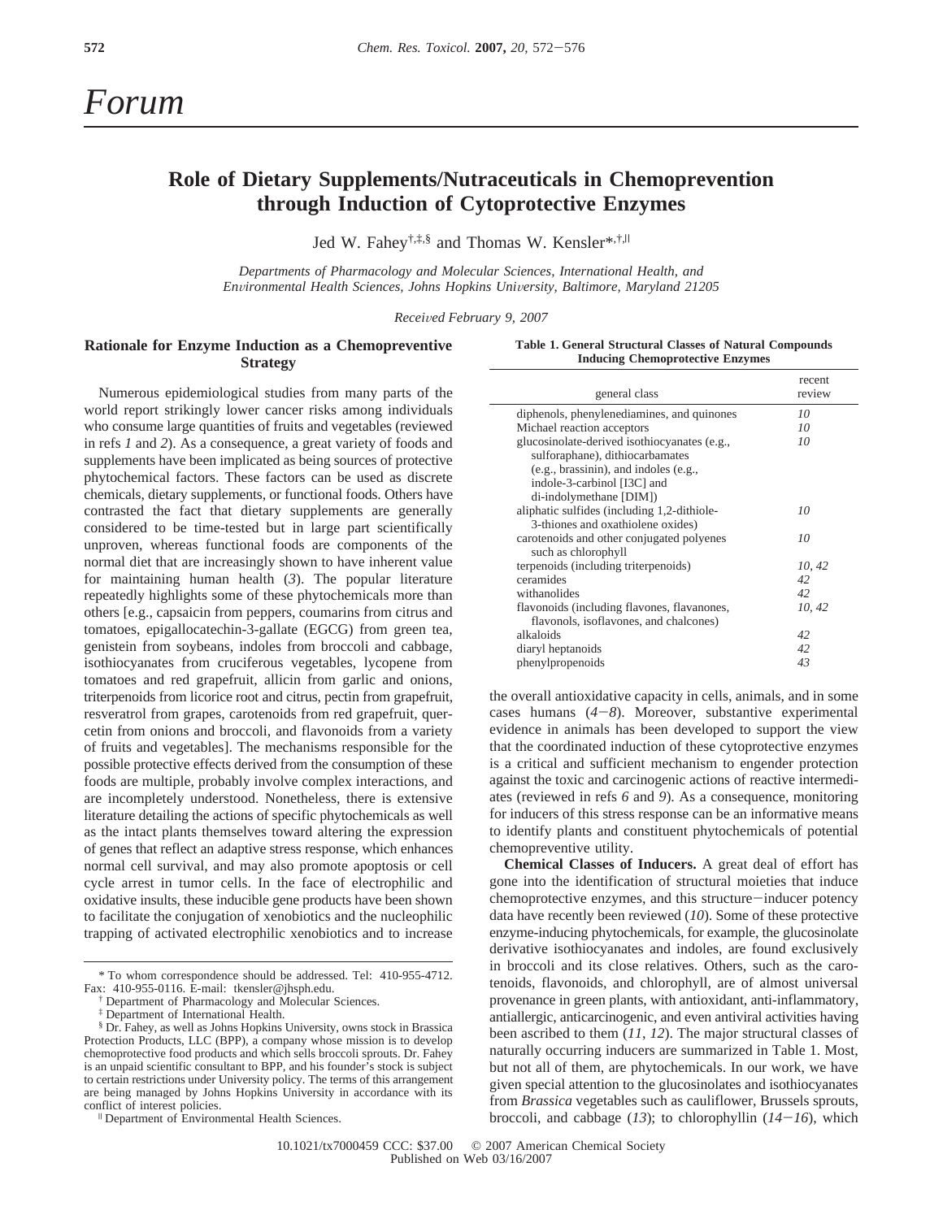# Forum

## Role of Dietary Supplements/Nutraceuticals in Chemoprevention through Induction of Cytoprotective Enzymes

Jed W. Fahey[†,‡,§] and Thomas W. Kensler*[,†,||]

*Departments of Pharmacology and Molecular Sciences, International Health, and Environmental Health Sciences, Johns Hopkins University, Baltimore, Maryland 21205*

*Received February 9, 2007*

### Rationale for Enzyme Induction as a Chemopreventive Strategy

Numerous epidemiological studies from many parts of the world report strikingly lower cancer risks among individuals who consume large quantities of fruits and vegetables (reviewed in refs *1* and *2*). As a consequence, a great variety of foods and supplements have been implicated as being sources of protective phytochemical factors. These factors can be used as discrete chemicals, dietary supplements, or functional foods. Others have contrasted the fact that dietary supplements are generally considered to be time-tested but in large part scientifically unproven, whereas functional foods are components of the normal diet that are increasingly shown to have inherent value for maintaining human health (*3*). The popular literature repeatedly highlights some of these phytochemicals more than others [e.g., capsaicin from peppers, coumarins from citrus and tomatoes, epigallocatechin-3-gallate (EGCG) from green tea, genistein from soybeans, indoles from broccoli and cabbage, isothiocyanates from cruciferous vegetables, lycopene from tomatoes and red grapefruit, allicin from garlic and onions, triterpenoids from licorice root and citrus, pectin from grapefruit, resveratrol from grapes, carotenoids from red grapefruit, quercetin from onions and broccoli, and flavonoids from a variety of fruits and vegetables]. The mechanisms responsible for the possible protective effects derived from the consumption of these foods are multiple, probably involve complex interactions, and are incompletely understood. Nonetheless, there is extensive literature detailing the actions of specific phytochemicals as well as the intact plants themselves toward altering the expression of genes that reflect an adaptive stress response, which enhances normal cell survival, and may also promote apoptosis or cell cycle arrest in tumor cells. In the face of electrophilic and oxidative insults, these inducible gene products have been shown to facilitate the conjugation of xenobiotics and the nucleophilic trapping of activated electrophilic xenobiotics and to increase the overall antioxidative capacity in cells, animals, and in some cases humans (*4*−*8*). Moreover, substantive experimental evidence in animals has been developed to support the view that the coordinated induction of these cytoprotective enzymes is a critical and sufficient mechanism to engender protection against the toxic and carcinogenic actions of reactive intermediates (reviewed in refs *6* and *9*). As a consequence, monitoring for inducers of this stress response can be an informative means to identify plants and constituent phytochemicals of potential chemopreventive utility.

**Table 1. General Structural Classes of Natural Compounds Inducing Chemoprotective Enzymes**

| general class | recent review |
|---|---|
| diphenols, phenylenediamines, and quinones | *10* |
| Michael reaction acceptors | *10* |
| glucosinolate-derived isothiocyanates (e.g., sulforaphane), dithiocarbamates (e.g., brassinin), and indoles (e.g., indole-3-carbinol [I3C] and di-indolymethane [DIM]) | *10* |
| aliphatic sulfides (including 1,2-dithiole-3-thiones and oxathiolene oxides) | *10* |
| carotenoids and other conjugated polyenes such as chlorophyll | *10* |
| terpenoids (including triterpenoids) | *10, 42* |
| ceramides | *42* |
| withanolides | *42* |
| flavonoids (including flavones, flavanones, flavonols, isoflavones, and chalcones) | *10, 42* |
| alkaloids | *42* |
| diaryl heptanoids | *42* |
| phenylpropenoids | *43* |

**Chemical Classes of Inducers.** A great deal of effort has gone into the identification of structural moieties that induce chemoprotective enzymes, and this structure−inducer potency data have recently been reviewed (*10*). Some of these protective enzyme-inducing phytochemicals, for example, the glucosinolate derivative isothiocyanates and indoles, are found exclusively in broccoli and its close relatives. Others, such as the carotenoids, flavonoids, and chlorophyll, are of almost universal provenance in green plants, with antioxidant, anti-inflammatory, antiallergic, anticarcinogenic, and even antiviral activities having been ascribed to them (*11*, *12*). The major structural classes of naturally occurring inducers are summarized in Table 1. Most, but not all of them, are phytochemicals. In our work, we have given special attention to the glucosinolates and isothiocyanates from *Brassica* vegetables such as cauliflower, Brussels sprouts, broccoli, and cabbage (*13*); to chlorophyllin (*14*−*16*), which

---

\* To whom correspondence should be addressed. Tel: 410-955-4712. Fax: 410-955-0116. E-mail: tkensler@jhsph.edu.

† Department of Pharmacology and Molecular Sciences.

‡ Department of International Health.

§ Dr. Fahey, as well as Johns Hopkins University, owns stock in Brassica Protection Products, LLC (BPP), a company whose mission is to develop chemoprotective food products and which sells broccoli sprouts. Dr. Fahey is an unpaid scientific consultant to BPP, and his founder's stock is subject to certain restrictions under University policy. The terms of this arrangement are being managed by Johns Hopkins University in accordance with its conflict of interest policies.

|| Department of Environmental Health Sciences.

10.1021/tx7000459 CCC: $37.00 © 2007 American Chemical Society
Published on Web 03/16/2007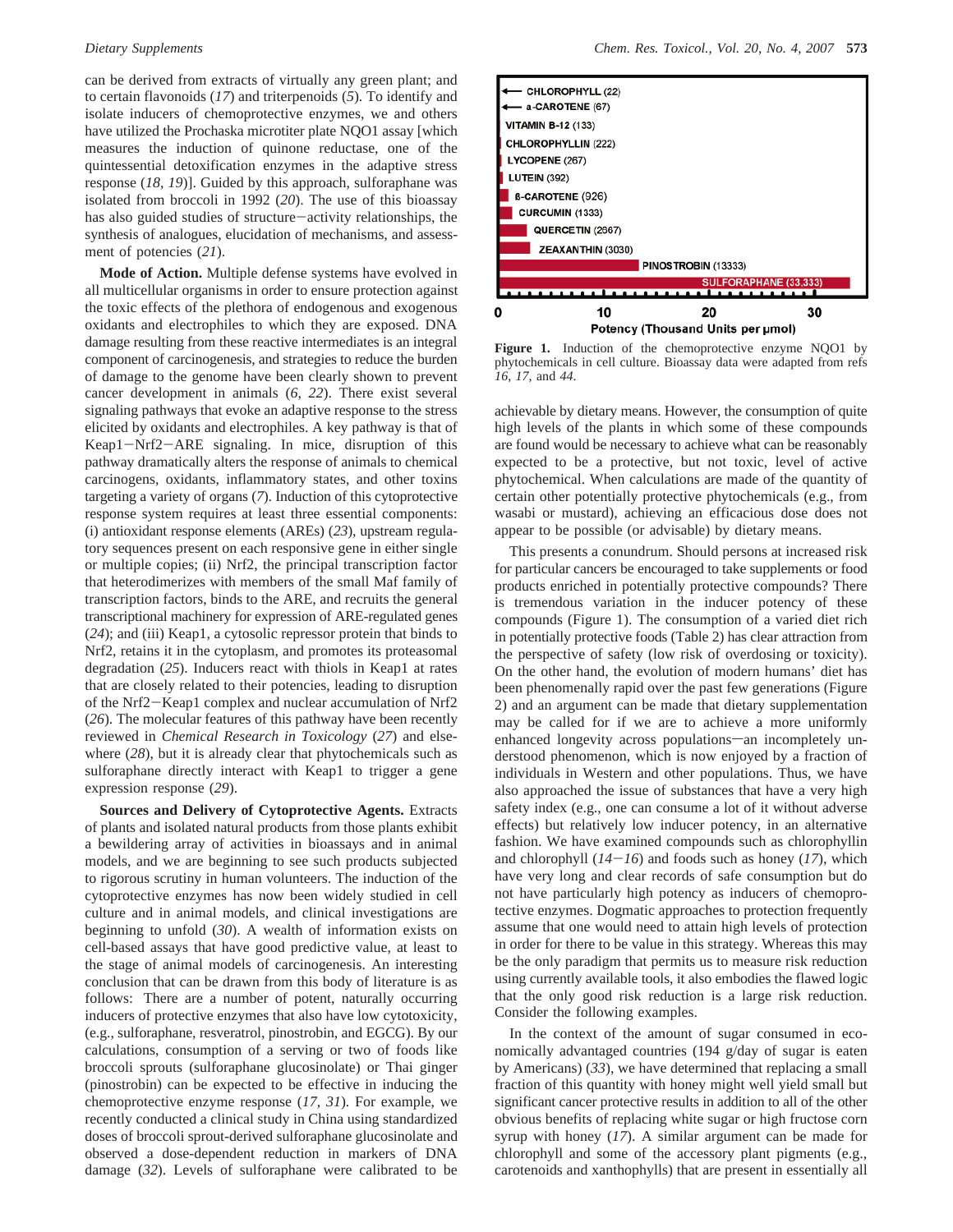can be derived from extracts of virtually any green plant; and to certain flavonoids (*17*) and triterpenoids (*5*). To identify and isolate inducers of chemoprotective enzymes, we and others have utilized the Prochaska microtiter plate NQO1 assay [which measures the induction of quinone reductase, one of the quintessential detoxification enzymes in the adaptive stress response (*18*, *19*)]. Guided by this approach, sulforaphane was isolated from broccoli in 1992 (*20*). The use of this bioassay has also guided studies of structure−activity relationships, the synthesis of analogues, elucidation of mechanisms, and assessment of potencies (*21*).

**Mode of Action.** Multiple defense systems have evolved in all multicellular organisms in order to ensure protection against the toxic effects of the plethora of endogenous and exogenous oxidants and electrophiles to which they are exposed. DNA damage resulting from these reactive intermediates is an integral component of carcinogenesis, and strategies to reduce the burden of damage to the genome have been clearly shown to prevent cancer development in animals (*6*, *22*). There exist several signaling pathways that evoke an adaptive response to the stress elicited by oxidants and electrophiles. A key pathway is that of Keap1−Nrf2−ARE signaling. In mice, disruption of this pathway dramatically alters the response of animals to chemical carcinogens, oxidants, inflammatory states, and other toxins targeting a variety of organs (*7*). Induction of this cytoprotective response system requires at least three essential components: (i) antioxidant response elements (AREs) (*23*), upstream regulatory sequences present on each responsive gene in either single or multiple copies; (ii) Nrf2, the principal transcription factor that heterodimerizes with members of the small Maf family of transcription factors, binds to the ARE, and recruits the general transcriptional machinery for expression of ARE-regulated genes (*24*); and (iii) Keap1, a cytosolic repressor protein that binds to Nrf2, retains it in the cytoplasm, and promotes its proteasomal degradation (*25*). Inducers react with thiols in Keap1 at rates that are closely related to their potencies, leading to disruption of the Nrf2−Keap1 complex and nuclear accumulation of Nrf2 (*26*). The molecular features of this pathway have been recently reviewed in *Chemical Research in Toxicology* (*27*) and elsewhere (*28*), but it is already clear that phytochemicals such as sulforaphane directly interact with Keap1 to trigger a gene expression response (*29*).

**Sources and Delivery of Cytoprotective Agents.** Extracts of plants and isolated natural products from those plants exhibit a bewildering array of activities in bioassays and in animal models, and we are beginning to see such products subjected to rigorous scrutiny in human volunteers. The induction of the cytoprotective enzymes has now been widely studied in cell culture and in animal models, and clinical investigations are beginning to unfold (*30*). A wealth of information exists on cell-based assays that have good predictive value, at least to the stage of animal models of carcinogenesis. An interesting conclusion that can be drawn from this body of literature is as follows: There are a number of potent, naturally occurring inducers of protective enzymes that also have low cytotoxicity, (e.g., sulforaphane, resveratrol, pinostrobin, and EGCG). By our calculations, consumption of a serving or two of foods like broccoli sprouts (sulforaphane glucosinolate) or Thai ginger (pinostrobin) can be expected to be effective in inducing the chemoprotective enzyme response (*17*, *31*). For example, we recently conducted a clinical study in China using standardized doses of broccoli sprout-derived sulforaphane glucosinolate and observed a dose-dependent reduction in markers of DNA damage (*32*). Levels of sulforaphane were calibrated to be achievable by dietary means. However, the consumption of quite high levels of the plants in which some of these compounds are found would be necessary to achieve what can be reasonably expected to be a protective, but not toxic, level of active phytochemical. When calculations are made of the quantity of certain other potentially protective phytochemicals (e.g., from wasabi or mustard), achieving an efficacious dose does not appear to be possible (or advisable) by dietary means.

| Compound | Potency (Thousand Units per μmol) |
|---|---|
| CHLOROPHYLL | 22 |
| a-CAROTENE | 67 |
| VITAMIN B-12 | 133 |
| CHLOROPHYLLIN | 222 |
| LYCOPENE | 267 |
| LUTEIN | 392 |
| ß-CAROTENE | 926 |
| CURCUMIN | 1333 |
| QUERCETIN | 2667 |
| ZEAXANTHIN | 3030 |
| PINOSTROBIN | 13333 |
| SULFORAPHANE | 33,333 |

**Figure 1.** Induction of the chemoprotective enzyme NQO1 by phytochemicals in cell culture. Bioassay data were adapted from refs *16*, *17*, and *44*.

This presents a conundrum. Should persons at increased risk for particular cancers be encouraged to take supplements or food products enriched in potentially protective compounds? There is tremendous variation in the inducer potency of these compounds (Figure 1). The consumption of a varied diet rich in potentially protective foods (Table 2) has clear attraction from the perspective of safety (low risk of overdosing or toxicity). On the other hand, the evolution of modern humans' diet has been phenomenally rapid over the past few generations (Figure 2) and an argument can be made that dietary supplementation may be called for if we are to achieve a more uniformly enhanced longevity across populations−an incompletely understood phenomenon, which is now enjoyed by a fraction of individuals in Western and other populations. Thus, we have also approached the issue of substances that have a very high safety index (e.g., one can consume a lot of it without adverse effects) but relatively low inducer potency, in an alternative fashion. We have examined compounds such as chlorophyllin and chlorophyll (*14*−*16*) and foods such as honey (*17*), which have very long and clear records of safe consumption but do not have particularly high potency as inducers of chemoprotective enzymes. Dogmatic approaches to protection frequently assume that one would need to attain high levels of protection in order for there to be value in this strategy. Whereas this may be the only paradigm that permits us to measure risk reduction using currently available tools, it also embodies the flawed logic that the only good risk reduction is a large risk reduction. Consider the following examples.

In the context of the amount of sugar consumed in economically advantaged countries (194 g/day of sugar is eaten by Americans) (*33*), we have determined that replacing a small fraction of this quantity with honey might well yield small but significant cancer protective results in addition to all of the other obvious benefits of replacing white sugar or high fructose corn syrup with honey (*17*). A similar argument can be made for chlorophyll and some of the accessory plant pigments (e.g., carotenoids and xanthophylls) that are present in essentially all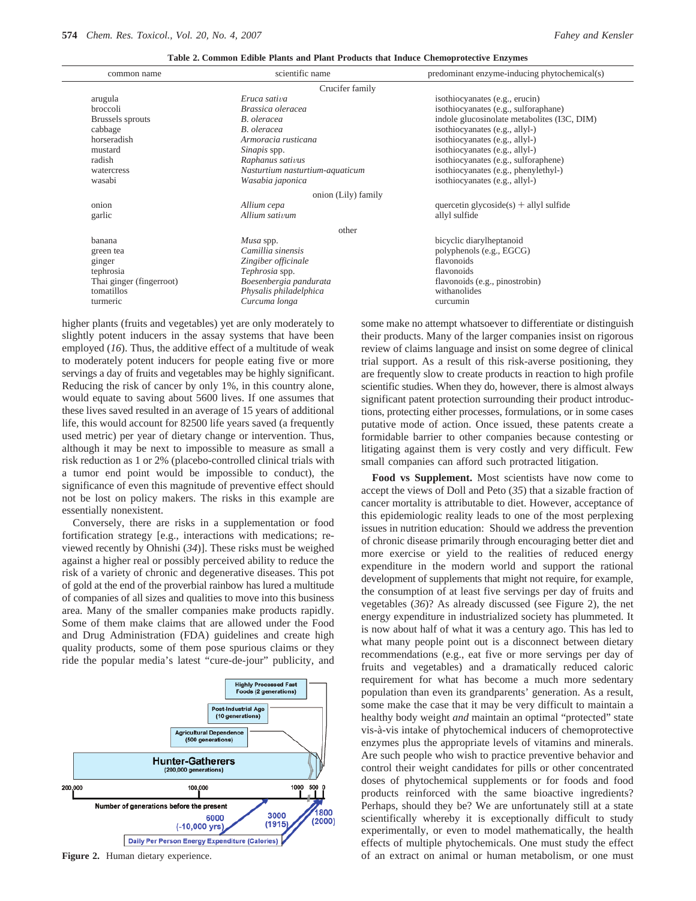**Table 2. Common Edible Plants and Plant Products that Induce Chemoprotective Enzymes**

| common name | scientific name | predominant enzyme-inducing phytochemical(s) |
|---|---|---|
| | Crucifer family | |
| arugula | *Eruca sativa* | isothiocyanates (e.g., erucin) |
| broccoli | *Brassica oleracea* | isothiocyanates (e.g., sulforaphane) |
| Brussels sprouts | *B. oleracea* | indole glucosinolate metabolites (I3C, DIM) |
| cabbage | *B. oleracea* | isothiocyanates (e.g., allyl-) |
| horseradish | *Armoracia rusticana* | isothiocyanates (e.g., allyl-) |
| mustard | *Sinapis* spp. | isothiocyanates (e.g., allyl-) |
| radish | *Raphanus sativus* | isothiocyanates (e.g., sulforaphene) |
| watercress | *Nasturtium nasturtium-aquaticum* | isothiocyanates (e.g., phenylethyl-) |
| wasabi | *Wasabia japonica* | isothiocyanates (e.g., allyl-) |
| | onion (Lily) family | |
| onion | *Allium cepa* | quercetin glycoside(s) + allyl sulfide |
| garlic | *Allium sativum* | allyl sulfide |
| | other | |
| banana | *Musa* spp. | bicyclic diarylheptanoid |
| green tea | *Camillia sinensis* | polyphenols (e.g., EGCG) |
| ginger | *Zingiber officinale* | flavonoids |
| tephrosia | *Tephrosia* spp. | flavonoids |
| Thai ginger (fingerroot) | *Boesenbergia pandurata* | flavonoids (e.g., pinostrobin) |
| tomatillos | *Physalis philadelphica* | withanolides |
| turmeric | *Curcuma longa* | curcumin |

higher plants (fruits and vegetables) yet are only moderately to slightly potent inducers in the assay systems that have been employed (*16*). Thus, the additive effect of a multitude of weak to moderately potent inducers for people eating five or more servings a day of fruits and vegetables may be highly significant. Reducing the risk of cancer by only 1%, in this country alone, would equate to saving about 5600 lives. If one assumes that these lives saved resulted in an average of 15 years of additional life, this would account for 82500 life years saved (a frequently used metric) per year of dietary change or intervention. Thus, although it may be next to impossible to measure as small a risk reduction as 1 or 2% (placebo-controlled clinical trials with a tumor end point would be impossible to conduct), the significance of even this magnitude of preventive effect should not be lost on policy makers. The risks in this example are essentially nonexistent.

Conversely, there are risks in a supplementation or food fortification strategy [e.g., interactions with medications; reviewed recently by Ohnishi (*34*)]. These risks must be weighed against a higher real or possibly perceived ability to reduce the risk of a variety of chronic and degenerative diseases. This pot of gold at the end of the proverbial rainbow has lured a multitude of companies of all sizes and qualities to move into this business area. Many of the smaller companies make products rapidly. Some of them make claims that are allowed under the Food and Drug Administration (FDA) guidelines and create high quality products, some of them pose spurious claims or they ride the popular media's latest "cure-de-jour" publicity, and some make no attempt whatsoever to differentiate or distinguish their products. Many of the larger companies insist on rigorous review of claims language and insist on some degree of clinical trial support. As a result of this risk-averse positioning, they are frequently slow to create products in reaction to high profile scientific studies. When they do, however, there is almost always significant patent protection surrounding their product introductions, protecting either processes, formulations, or in some cases putative mode of action. Once issued, these patents create a formidable barrier to other companies because contesting or litigating against them is very costly and very difficult. Few small companies can afford such protracted litigation.

Figure 2. Human dietary experience.

**Food vs Supplement.** Most scientists have now come to accept the views of Doll and Peto (*35*) that a sizable fraction of cancer mortality is attributable to diet. However, acceptance of this epidemiologic reality leads to one of the most perplexing issues in nutrition education: Should we address the prevention of chronic disease primarily through encouraging better diet and more exercise or yield to the realities of reduced energy expenditure in the modern world and support the rational development of supplements that might not require, for example, the consumption of at least five servings per day of fruits and vegetables (*36*)? As already discussed (see Figure 2), the net energy expenditure in industrialized society has plummeted. It is now about half of what it was a century ago. This has led to what many people point out is a disconnect between dietary recommendations (e.g., eat five or more servings per day of fruits and vegetables) and a dramatically reduced caloric requirement for what has become a much more sedentary population than even its grandparents' generation. As a result, some make the case that it may be very difficult to maintain a healthy body weight *and* maintain an optimal "protected" state vis-à-vis intake of phytochemical inducers of chemoprotective enzymes plus the appropriate levels of vitamins and minerals. Are such people who wish to practice preventive behavior and control their weight candidates for pills or other concentrated doses of phytochemical supplements or for foods and food products reinforced with the same bioactive ingredients? Perhaps, should they be? We are unfortunately still at a state scientifically whereby it is exceptionally difficult to study experimentally, or even to model mathematically, the health effects of multiple phytochemicals. One must study the effect of an extract on animal or human metabolism, or one must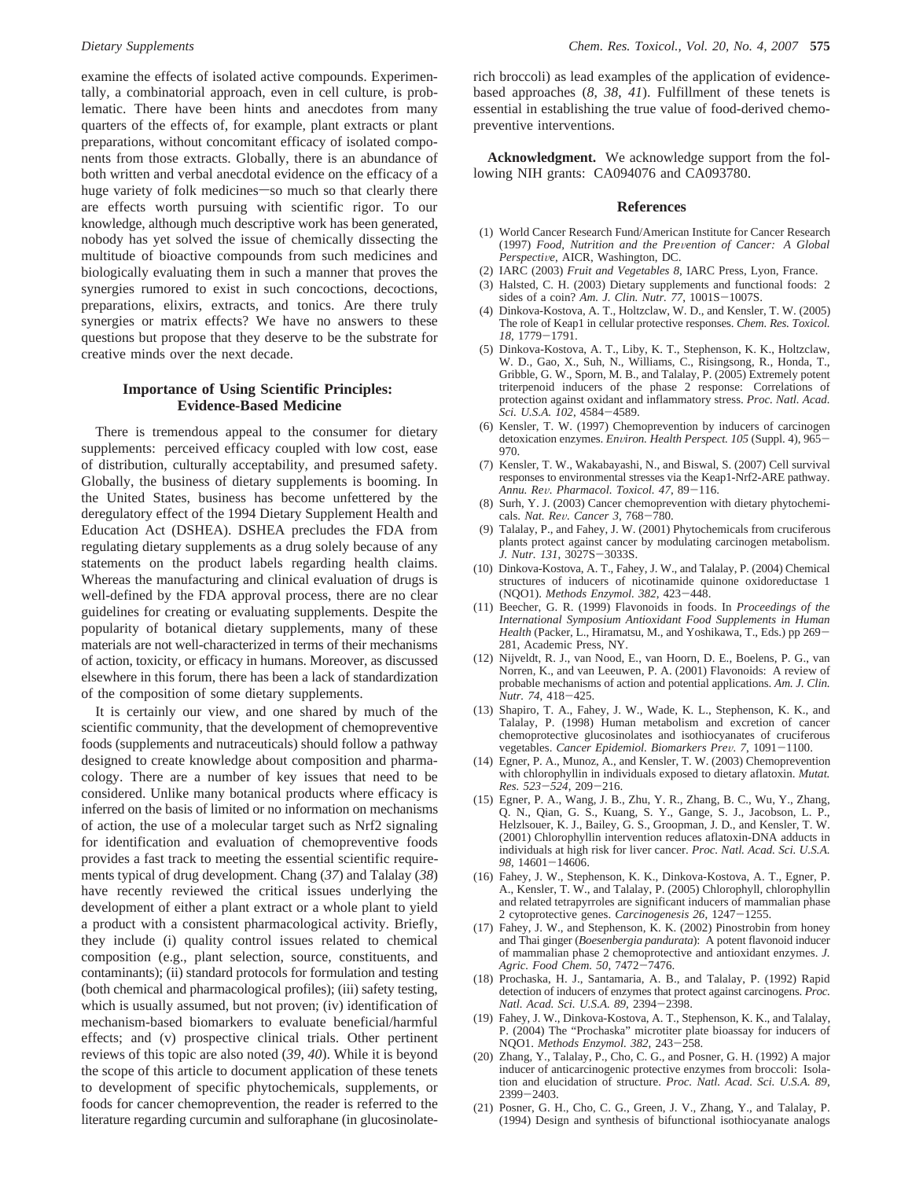examine the effects of isolated active compounds. Experimentally, a combinatorial approach, even in cell culture, is problematic. There have been hints and anecdotes from many quarters of the effects of, for example, plant extracts or plant preparations, without concomitant efficacy of isolated components from those extracts. Globally, there is an abundance of both written and verbal anecdotal evidence on the efficacy of a huge variety of folk medicines—so much so that clearly there are effects worth pursuing with scientific rigor. To our knowledge, although much descriptive work has been generated, nobody has yet solved the issue of chemically dissecting the multitude of bioactive compounds from such medicines and biologically evaluating them in such a manner that proves the synergies rumored to exist in such concoctions, decoctions, preparations, elixirs, extracts, and tonics. Are there truly synergies or matrix effects? We have no answers to these questions but propose that they deserve to be the substrate for creative minds over the next decade.

## Importance of Using Scientific Principles: Evidence-Based Medicine

There is tremendous appeal to the consumer for dietary supplements: perceived efficacy coupled with low cost, ease of distribution, culturally acceptability, and presumed safety. Globally, the business of dietary supplements is booming. In the United States, business has become unfettered by the deregulatory effect of the 1994 Dietary Supplement Health and Education Act (DSHEA). DSHEA precludes the FDA from regulating dietary supplements as a drug solely because of any statements on the product labels regarding health claims. Whereas the manufacturing and clinical evaluation of drugs is well-defined by the FDA approval process, there are no clear guidelines for creating or evaluating supplements. Despite the popularity of botanical dietary supplements, many of these materials are not well-characterized in terms of their mechanisms of action, toxicity, or efficacy in humans. Moreover, as discussed elsewhere in this forum, there has been a lack of standardization of the composition of some dietary supplements.

It is certainly our view, and one shared by much of the scientific community, that the development of chemopreventive foods (supplements and nutraceuticals) should follow a pathway designed to create knowledge about composition and pharmacology. There are a number of key issues that need to be considered. Unlike many botanical products where efficacy is inferred on the basis of limited or no information on mechanisms of action, the use of a molecular target such as Nrf2 signaling for identification and evaluation of chemopreventive foods provides a fast track to meeting the essential scientific requirements typical of drug development. Chang (*37*) and Talalay (*38*) have recently reviewed the critical issues underlying the development of either a plant extract or a whole plant to yield a product with a consistent pharmacological activity. Briefly, they include (i) quality control issues related to chemical composition (e.g., plant selection, source, constituents, and contaminants); (ii) standard protocols for formulation and testing (both chemical and pharmacological profiles); (iii) safety testing, which is usually assumed, but not proven; (iv) identification of mechanism-based biomarkers to evaluate beneficial/harmful effects; and (v) prospective clinical trials. Other pertinent reviews of this topic are also noted (*39*, *40*). While it is beyond the scope of this article to document application of these tenets to development of specific phytochemicals, supplements, or foods for cancer chemoprevention, the reader is referred to the literature regarding curcumin and sulforaphane (in glucosinolate-rich broccoli) as lead examples of the application of evidence-based approaches (*8*, *38*, *41*). Fulfillment of these tenets is essential in establishing the true value of food-derived chemopreventive interventions.

**Acknowledgment.** We acknowledge support from the following NIH grants: CA094076 and CA093780.

## References

(1) World Cancer Research Fund/American Institute for Cancer Research (1997) *Food, Nutrition and the Prevention of Cancer: A Global Perspective*, AICR, Washington, DC.

(2) IARC (2003) *Fruit and Vegetables 8*, IARC Press, Lyon, France.

(3) Halsted, C. H. (2003) Dietary supplements and functional foods: 2 sides of a coin? *Am. J. Clin. Nutr. 77*, 1001S−1007S.

(4) Dinkova-Kostova, A. T., Holtzclaw, W. D., and Kensler, T. W. (2005) The role of Keap1 in cellular protective responses. *Chem. Res. Toxicol. 18*, 1779−1791.

(5) Dinkova-Kostova, A. T., Liby, K. T., Stephenson, K. K., Holtzclaw, W. D., Gao, X., Suh, N., Williams, C., Risingsong, R., Honda, T., Gribble, G. W., Sporn, M. B., and Talalay, P. (2005) Extremely potent triterpenoid inducers of the phase 2 response: Correlations of protection against oxidant and inflammatory stress. *Proc. Natl. Acad. Sci. U.S.A. 102*, 4584−4589.

(6) Kensler, T. W. (1997) Chemoprevention by inducers of carcinogen detoxication enzymes. *Environ. Health Perspect. 105* (Suppl. 4), 965−970.

(7) Kensler, T. W., Wakabayashi, N., and Biswal, S. (2007) Cell survival responses to environmental stresses via the Keap1-Nrf2-ARE pathway. *Annu. Rev. Pharmacol. Toxicol. 47*, 89−116.

(8) Surh, Y. J. (2003) Cancer chemoprevention with dietary phytochemicals. *Nat. Rev. Cancer 3*, 768−780.

(9) Talalay, P., and Fahey, J. W. (2001) Phytochemicals from cruciferous plants protect against cancer by modulating carcinogen metabolism. *J. Nutr. 131*, 3027S−3033S.

(10) Dinkova-Kostova, A. T., Fahey, J. W., and Talalay, P. (2004) Chemical structures of inducers of nicotinamide quinone oxidoreductase 1 (NQO1). *Methods Enzymol. 382*, 423−448.

(11) Beecher, G. R. (1999) Flavonoids in foods. In *Proceedings of the International Symposium Antioxidant Food Supplements in Human Health* (Packer, L., Hiramatsu, M., and Yoshikawa, T., Eds.) pp 269−281, Academic Press, NY.

(12) Nijveldt, R. J., van Nood, E., van Hoorn, D. E., Boelens, P. G., van Norren, K., and van Leeuwen, P. A. (2001) Flavonoids: A review of probable mechanisms of action and potential applications. *Am. J. Clin. Nutr. 74*, 418−425.

(13) Shapiro, T. A., Fahey, J. W., Wade, K. L., Stephenson, K. K., and Talalay, P. (1998) Human metabolism and excretion of cancer chemoprotective glucosinolates and isothiocyanates of cruciferous vegetables. *Cancer Epidemiol. Biomarkers Prev. 7*, 1091−1100.

(14) Egner, P. A., Munoz, A., and Kensler, T. W. (2003) Chemoprevention with chlorophyllin in individuals exposed to dietary aflatoxin. *Mutat. Res. 523*−*524*, 209−216.

(15) Egner, P. A., Wang, J. B., Zhu, Y. R., Zhang, B. C., Wu, Y., Zhang, Q. N., Qian, G. S., Kuang, S. Y., Gange, S. J., Jacobson, L. P., Helzlsouer, K. J., Bailey, G. S., Groopman, J. D., and Kensler, T. W. (2001) Chlorophyllin intervention reduces aflatoxin-DNA adducts in individuals at high risk for liver cancer. *Proc. Natl. Acad. Sci. U.S.A. 98*, 14601−14606.

(16) Fahey, J. W., Stephenson, K. K., Dinkova-Kostova, A. T., Egner, P. A., Kensler, T. W., and Talalay, P. (2005) Chlorophyll, chlorophyllin and related tetrapyrroles are significant inducers of mammalian phase 2 cytoprotective genes. *Carcinogenesis 26*, 1247−1255.

(17) Fahey, J. W., and Stephenson, K. K. (2002) Pinostrobin from honey and Thai ginger (*Boesenbergia pandurata*): A potent flavonoid inducer of mammalian phase 2 chemoprotective and antioxidant enzymes. *J. Agric. Food Chem. 50*, 7472−7476.

(18) Prochaska, H. J., Santamaria, A. B., and Talalay, P. (1992) Rapid detection of inducers of enzymes that protect against carcinogens. *Proc. Natl. Acad. Sci. U.S.A. 89*, 2394−2398.

(19) Fahey, J. W., Dinkova-Kostova, A. T., Stephenson, K. K., and Talalay, P. (2004) The "Prochaska" microtiter plate bioassay for inducers of NQO1. *Methods Enzymol. 382*, 243−258.

(20) Zhang, Y., Talalay, P., Cho, C. G., and Posner, G. H. (1992) A major inducer of anticarcinogenic protective enzymes from broccoli: Isolation and elucidation of structure. *Proc. Natl. Acad. Sci. U.S.A. 89*, 2399−2403.

(21) Posner, G. H., Cho, C. G., Green, J. V., Zhang, Y., and Talalay, P. (1994) Design and synthesis of bifunctional isothiocyanate analogs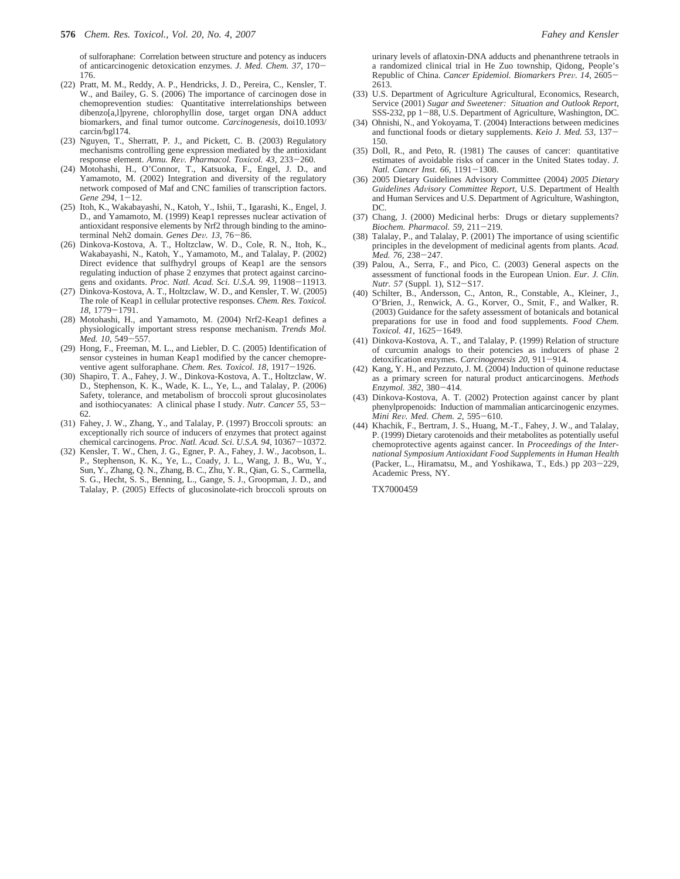of sulforaphane: Correlation between structure and potency as inducers of anticarcinogenic detoxication enzymes. *J. Med. Chem. 37*, 170–176.

(22) Pratt, M. M., Reddy, A. P., Hendricks, J. D., Pereira, C., Kensler, T. W., and Bailey, G. S. (2006) The importance of carcinogen dose in chemoprevention studies: Quantitative interrelationships between dibenzo[a,l]pyrene, chlorophyllin dose, target organ DNA adduct biomarkers, and final tumor outcome. *Carcinogenesis*, doi10.1093/carcin/bgl174.

(23) Nguyen, T., Sherratt, P. J., and Pickett, C. B. (2003) Regulatory mechanisms controlling gene expression mediated by the antioxidant response element. *Annu. Rev. Pharmacol. Toxicol. 43*, 233–260.

(24) Motohashi, H., O'Connor, T., Katsuoka, F., Engel, J. D., and Yamamoto, M. (2002) Integration and diversity of the regulatory network composed of Maf and CNC families of transcription factors. *Gene 294*, 1–12.

(25) Itoh, K., Wakabayashi, N., Katoh, Y., Ishii, T., Igarashi, K., Engel, J. D., and Yamamoto, M. (1999) Keap1 represses nuclear activation of antioxidant responsive elements by Nrf2 through binding to the amino-terminal Neh2 domain. *Genes Dev. 13*, 76–86.

(26) Dinkova-Kostova, A. T., Holtzclaw, W. D., Cole, R. N., Itoh, K., Wakabayashi, N., Katoh, Y., Yamamoto, M., and Talalay, P. (2002) Direct evidence that sulfhydryl groups of Keap1 are the sensors regulating induction of phase 2 enzymes that protect against carcinogens and oxidants. *Proc. Natl. Acad. Sci. U.S.A. 99*, 11908–11913.

(27) Dinkova-Kostova, A. T., Holtzclaw, W. D., and Kensler, T. W. (2005) The role of Keap1 in cellular protective responses. *Chem. Res. Toxicol. 18*, 1779–1791.

(28) Motohashi, H., and Yamamoto, M. (2004) Nrf2-Keap1 defines a physiologically important stress response mechanism. *Trends Mol. Med. 10*, 549–557.

(29) Hong, F., Freeman, M. L., and Liebler, D. C. (2005) Identification of sensor cysteines in human Keap1 modified by the cancer chemopreventive agent sulforaphane. *Chem. Res. Toxicol. 18*, 1917–1926.

(30) Shapiro, T. A., Fahey, J. W., Dinkova-Kostova, A. T., Holtzclaw, W. D., Stephenson, K. K., Wade, K. L., Ye, L., and Talalay, P. (2006) Safety, tolerance, and metabolism of broccoli sprout glucosinolates and isothiocyanates: A clinical phase I study. *Nutr. Cancer 55*, 53–62.

(31) Fahey, J. W., Zhang, Y., and Talalay, P. (1997) Broccoli sprouts: an exceptionally rich source of inducers of enzymes that protect against chemical carcinogens. *Proc. Natl. Acad. Sci. U.S.A. 94*, 10367–10372.

(32) Kensler, T. W., Chen, J. G., Egner, P. A., Fahey, J. W., Jacobson, L. P., Stephenson, K. K., Ye, L., Coady, J. L., Wang, J. B., Wu, Y., Sun, Y., Zhang, Q. N., Zhang, B. C., Zhu, Y. R., Qian, G. S., Carmella, S. G., Hecht, S. S., Benning, L., Gange, S. J., Groopman, J. D., and Talalay, P. (2005) Effects of glucosinolate-rich broccoli sprouts on urinary levels of aflatoxin-DNA adducts and phenanthrene tetraols in a randomized clinical trial in He Zuo township, Qidong, People's Republic of China. *Cancer Epidemiol. Biomarkers Prev. 14*, 2605–2613.

(33) U.S. Department of Agriculture Agricultural, Economics, Research, Service (2001) *Sugar and Sweetener: Situation and Outlook Report*, SSS-232, pp 1–88, U.S. Department of Agriculture, Washington, DC.

(34) Ohnishi, N., and Yokoyama, T. (2004) Interactions between medicines and functional foods or dietary supplements. *Keio J. Med. 53*, 137–150.

(35) Doll, R., and Peto, R. (1981) The causes of cancer: quantitative estimates of avoidable risks of cancer in the United States today. *J. Natl. Cancer Inst. 66*, 1191–1308.

(36) 2005 Dietary Guidelines Advisory Committee (2004) *2005 Dietary Guidelines Advisory Committee Report*, U.S. Department of Health and Human Services and U.S. Department of Agriculture, Washington, DC.

(37) Chang, J. (2000) Medicinal herbs: Drugs or dietary supplements? *Biochem. Pharmacol. 59*, 211–219.

(38) Talalay, P., and Talalay, P. (2001) The importance of using scientific principles in the development of medicinal agents from plants. *Acad. Med. 76*, 238–247.

(39) Palou, A., Serra, F., and Pico, C. (2003) General aspects on the assessment of functional foods in the European Union. *Eur. J. Clin. Nutr. 57* (Suppl. 1), S12–S17.

(40) Schilter, B., Andersson, C., Anton, R., Constable, A., Kleiner, J., O'Brien, J., Renwick, A. G., Korver, O., Smit, F., and Walker, R. (2003) Guidance for the safety assessment of botanicals and botanical preparations for use in food and food supplements. *Food Chem. Toxicol. 41*, 1625–1649.

(41) Dinkova-Kostova, A. T., and Talalay, P. (1999) Relation of structure of curcumin analogs to their potencies as inducers of phase 2 detoxification enzymes. *Carcinogenesis 20*, 911–914.

(42) Kang, Y. H., and Pezzuto, J. M. (2004) Induction of quinone reductase as a primary screen for natural product anticarcinogens. *Methods Enzymol. 382*, 380–414.

(43) Dinkova-Kostova, A. T. (2002) Protection against cancer by plant phenylpropenoids: Induction of mammalian anticarcinogenic enzymes. *Mini Rev. Med. Chem. 2*, 595–610.

(44) Khachik, F., Bertram, J. S., Huang, M.-T., Fahey, J. W., and Talalay, P. (1999) Dietary carotenoids and their metabolites as potentially useful chemoprotective agents against cancer. In *Proceedings of the International Symposium Antioxidant Food Supplements in Human Health* (Packer, L., Hiramatsu, M., and Yoshikawa, T., Eds.) pp 203–229, Academic Press, NY.

TX7000459